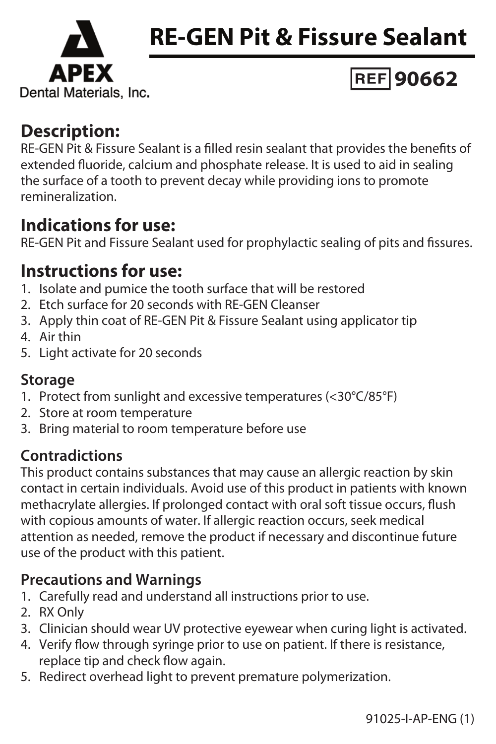APEX

Dental Materials, Inc.

# RE-GEN Pit & Fissure Sealant

**REF 90662**

## Description:

RE-GEN Pit & Fissure Sealant is a filled resin sealant that provides the benefits of extended fluoride, calcium and phosphate release. It is used to aid in sealing the surface of a tooth to prevent decay while providing ions to promote remineralization.

## Indications for use:

RE-GEN Pit and Fissure Sealant used for prophylactic sealing of pits and fissures.

## Instructions for use:

1. Isolate and pumice the tooth surface that will be restored
2. Etch surface for 20 seconds with RE-GEN Cleanser
3. Apply thin coat of RE-GEN Pit & Fissure Sealant using applicator tip
4. Air thin
5. Light activate for 20 seconds

### Storage

1. Protect from sunlight and excessive temperatures (<30°C/85°F)
2. Store at room temperature
3. Bring material to room temperature before use

### Contradictions

This product contains substances that may cause an allergic reaction by skin contact in certain individuals. Avoid use of this product in patients with known methacrylate allergies. If prolonged contact with oral soft tissue occurs, flush with copious amounts of water. If allergic reaction occurs, seek medical attention as needed, remove the product if necessary and discontinue future use of the product with this patient.

### Precautions and Warnings

1. Carefully read and understand all instructions prior to use.
2. RX Only
3. Clinician should wear UV protective eyewear when curing light is activated.
4. Verify flow through syringe prior to use on patient. If there is resistance, replace tip and check flow again.
5. Redirect overhead light to prevent premature polymerization.

91025-I-AP-ENG (1)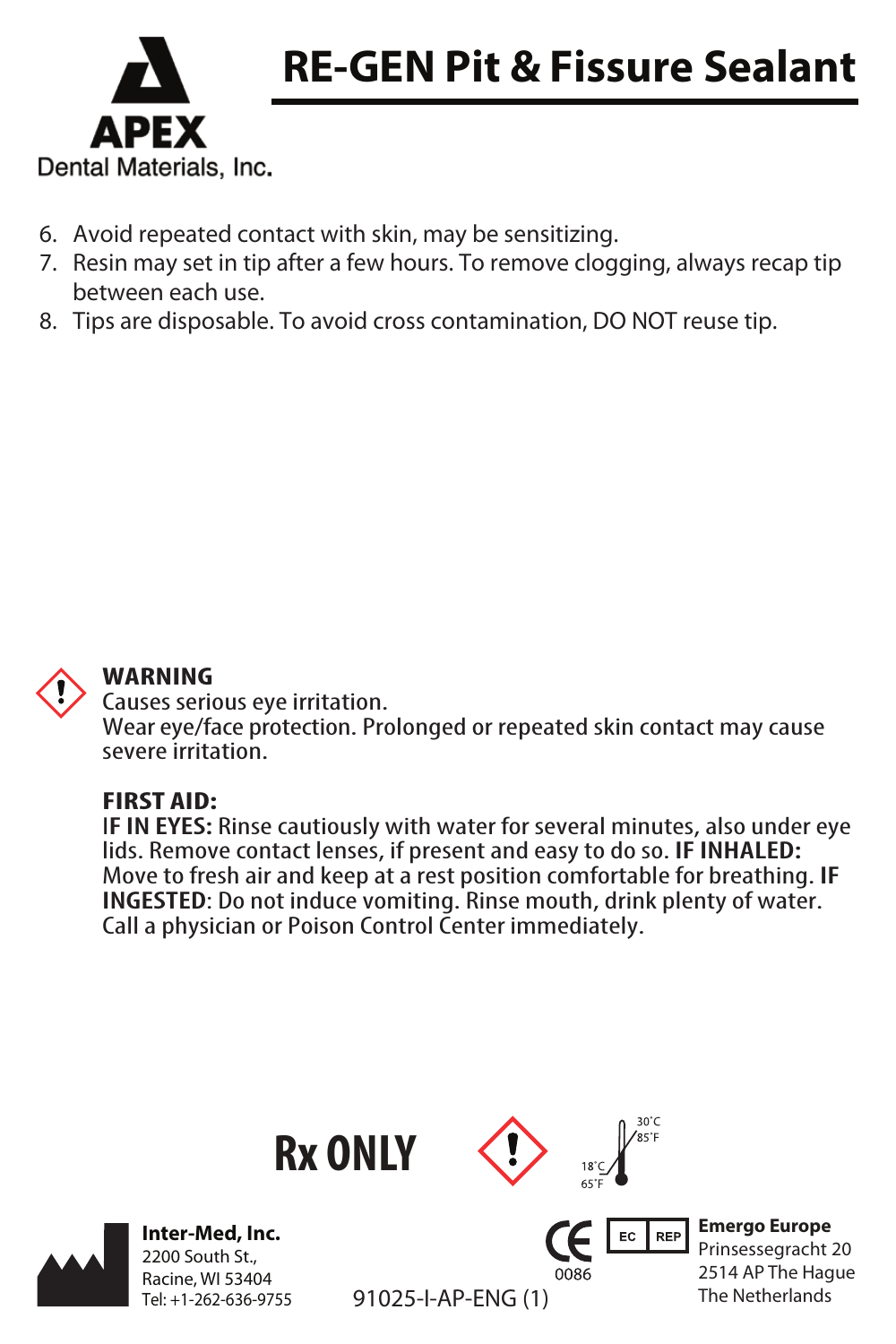APEX
Dental Materials, Inc.

# RE-GEN Pit & Fissure Sealant

6. Avoid repeated contact with skin, may be sensitizing.
7. Resin may set in tip after a few hours. To remove clogging, always recap tip between each use.
8. Tips are disposable. To avoid cross contamination, DO NOT reuse tip.

**WARNING**
Causes serious eye irritation.
Wear eye/face protection. Prolonged or repeated skin contact may cause severe irritation.

**FIRST AID:**
**IF IN EYES:** Rinse cautiously with water for several minutes, also under eye lids. Remove contact lenses, if present and easy to do so. **IF INHALED:** Move to fresh air and keep at a rest position comfortable for breathing. **IF INGESTED**: Do not induce vomiting. Rinse mouth, drink plenty of water. Call a physician or Poison Control Center immediately.

**Rx ONLY**

30˚C
85˚F
18˚C
65˚F

**Inter-Med, Inc.**
2200 South St.,
Racine, WI 53404
Tel: +1-262-636-9755

CE 0086

91025-I-AP-ENG (1)

EC REP
**Emergo Europe**
Prinsessegracht 20
2514 AP The Hague
The Netherlands